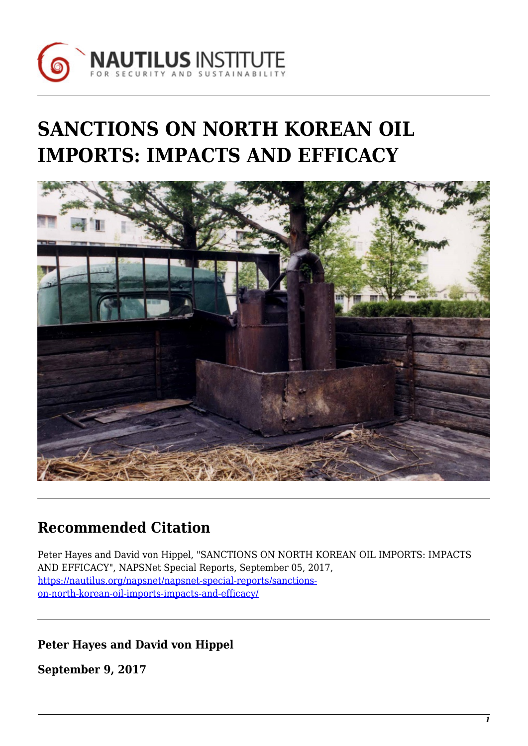# SANCTIONS ON NORTH KOREAN OIL IMPORTS: IMPACTS AND EFFICACY

## Recommended Citation

Peter Hayes and David von Hippel, "SANCTIONS ON NORTH KOREAN OIL IMPORTS: IMPACTS AND EFFICACY", NAPSNet Special Reports, September 05, 2017, https://nautilus.org/napsnet/napsnet-special-reports/sanctions-on-north-korean-oil-imports-impacts-and-efficacy/

**Peter Hayes and David von Hippel**

**September 9, 2017**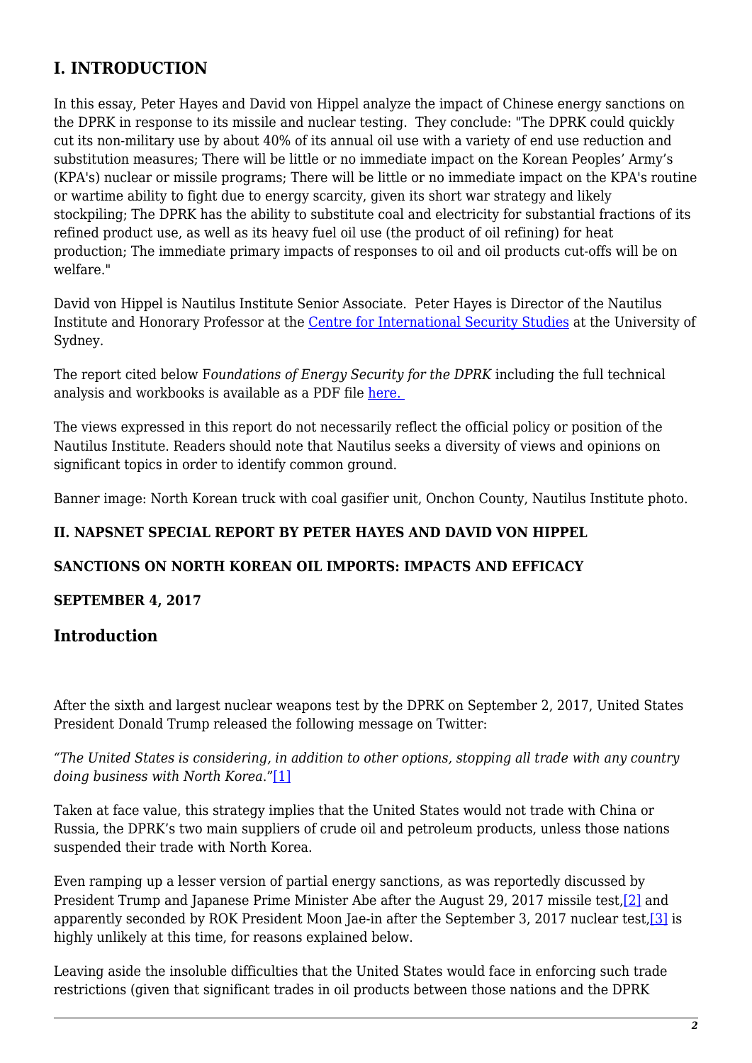## I. INTRODUCTION

In this essay, Peter Hayes and David von Hippel analyze the impact of Chinese energy sanctions on the DPRK in response to its missile and nuclear testing. They conclude: "The DPRK could quickly cut its non-military use by about 40% of its annual oil use with a variety of end use reduction and substitution measures; There will be little or no immediate impact on the Korean Peoples' Army's (KPA's) nuclear or missile programs; There will be little or no immediate impact on the KPA's routine or wartime ability to fight due to energy scarcity, given its short war strategy and likely stockpiling; The DPRK has the ability to substitute coal and electricity for substantial fractions of its refined product use, as well as its heavy fuel oil use (the product of oil refining) for heat production; The immediate primary impacts of responses to oil and oil products cut-offs will be on welfare."

David von Hippel is Nautilus Institute Senior Associate. Peter Hayes is Director of the Nautilus Institute and Honorary Professor at the Centre for International Security Studies at the University of Sydney.

The report cited below F*oundations of Energy Security for the DPRK* including the full technical analysis and workbooks is available as a PDF file here.

The views expressed in this report do not necessarily reflect the official policy or position of the Nautilus Institute. Readers should note that Nautilus seeks a diversity of views and opinions on significant topics in order to identify common ground.

Banner image: North Korean truck with coal gasifier unit, Onchon County, Nautilus Institute photo.

### II. NAPSNET SPECIAL REPORT BY PETER HAYES AND DAVID VON HIPPEL

### SANCTIONS ON NORTH KOREAN OIL IMPORTS: IMPACTS AND EFFICACY

**SEPTEMBER 4, 2017**

## Introduction

After the sixth and largest nuclear weapons test by the DPRK on September 2, 2017, United States President Donald Trump released the following message on Twitter:

"*The United States is considering, in addition to other options, stopping all trade with any country doing business with North Korea.*"[1]

Taken at face value, this strategy implies that the United States would not trade with China or Russia, the DPRK's two main suppliers of crude oil and petroleum products, unless those nations suspended their trade with North Korea.

Even ramping up a lesser version of partial energy sanctions, as was reportedly discussed by President Trump and Japanese Prime Minister Abe after the August 29, 2017 missile test,[2] and apparently seconded by ROK President Moon Jae-in after the September 3, 2017 nuclear test,[3] is highly unlikely at this time, for reasons explained below.

Leaving aside the insoluble difficulties that the United States would face in enforcing such trade restrictions (given that significant trades in oil products between those nations and the DPRK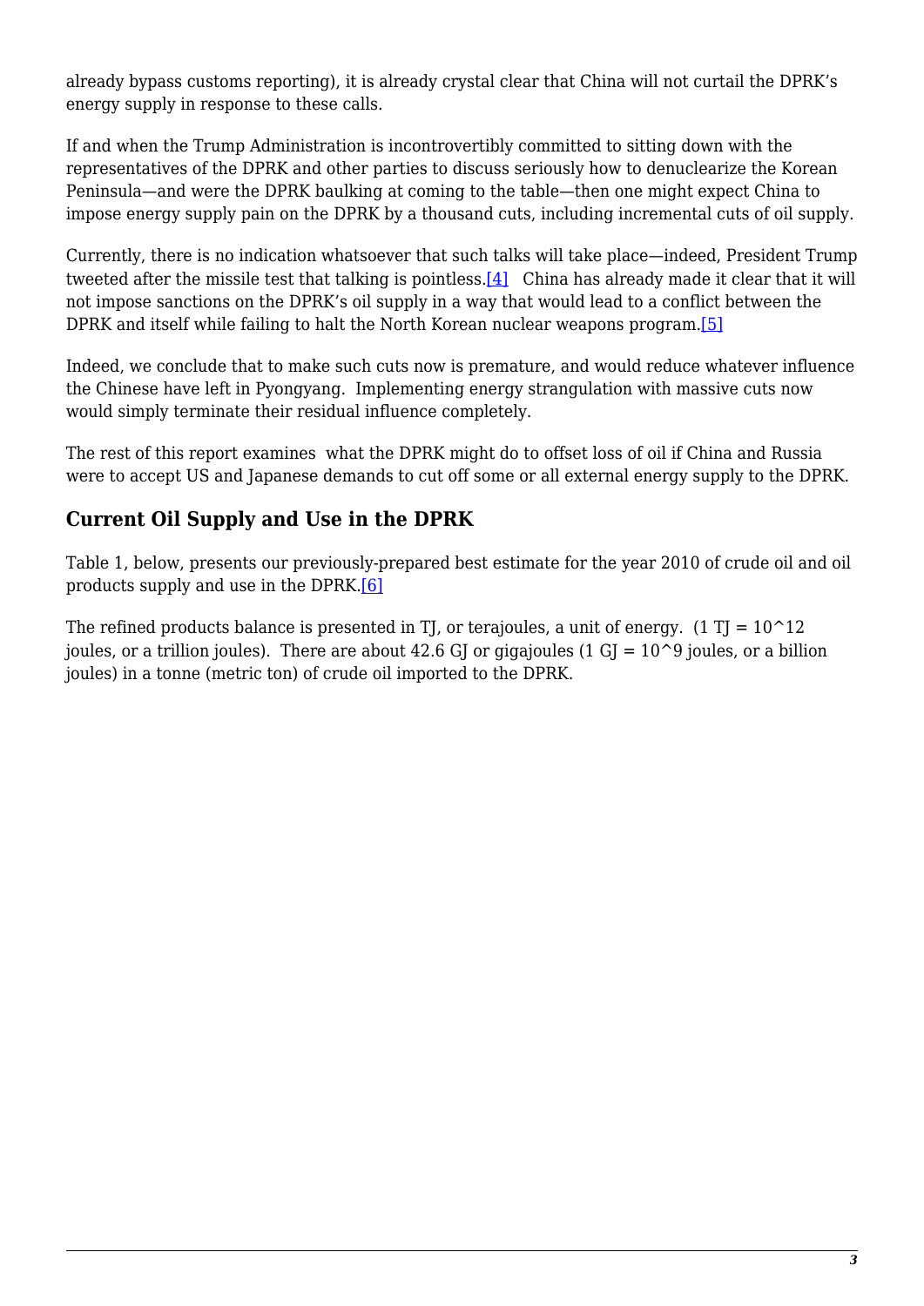already bypass customs reporting), it is already crystal clear that China will not curtail the DPRK's energy supply in response to these calls.

If and when the Trump Administration is incontrovertibly committed to sitting down with the representatives of the DPRK and other parties to discuss seriously how to denuclearize the Korean Peninsula—and were the DPRK baulking at coming to the table—then one might expect China to impose energy supply pain on the DPRK by a thousand cuts, including incremental cuts of oil supply.

Currently, there is no indication whatsoever that such talks will take place—indeed, President Trump tweeted after the missile test that talking is pointless.[4] China has already made it clear that it will not impose sanctions on the DPRK's oil supply in a way that would lead to a conflict between the DPRK and itself while failing to halt the North Korean nuclear weapons program.[5]

Indeed, we conclude that to make such cuts now is premature, and would reduce whatever influence the Chinese have left in Pyongyang. Implementing energy strangulation with massive cuts now would simply terminate their residual influence completely.

The rest of this report examines what the DPRK might do to offset loss of oil if China and Russia were to accept US and Japanese demands to cut off some or all external energy supply to the DPRK.

## Current Oil Supply and Use in the DPRK

Table 1, below, presents our previously-prepared best estimate for the year 2010 of crude oil and oil products supply and use in the DPRK.[6]

The refined products balance is presented in TJ, or terajoules, a unit of energy. (1 TJ = $10^{12}$ joules, or a trillion joules). There are about 42.6 GJ or gigajoules (1 GJ = $10^{9}$ joules, or a billion joules) in a tonne (metric ton) of crude oil imported to the DPRK.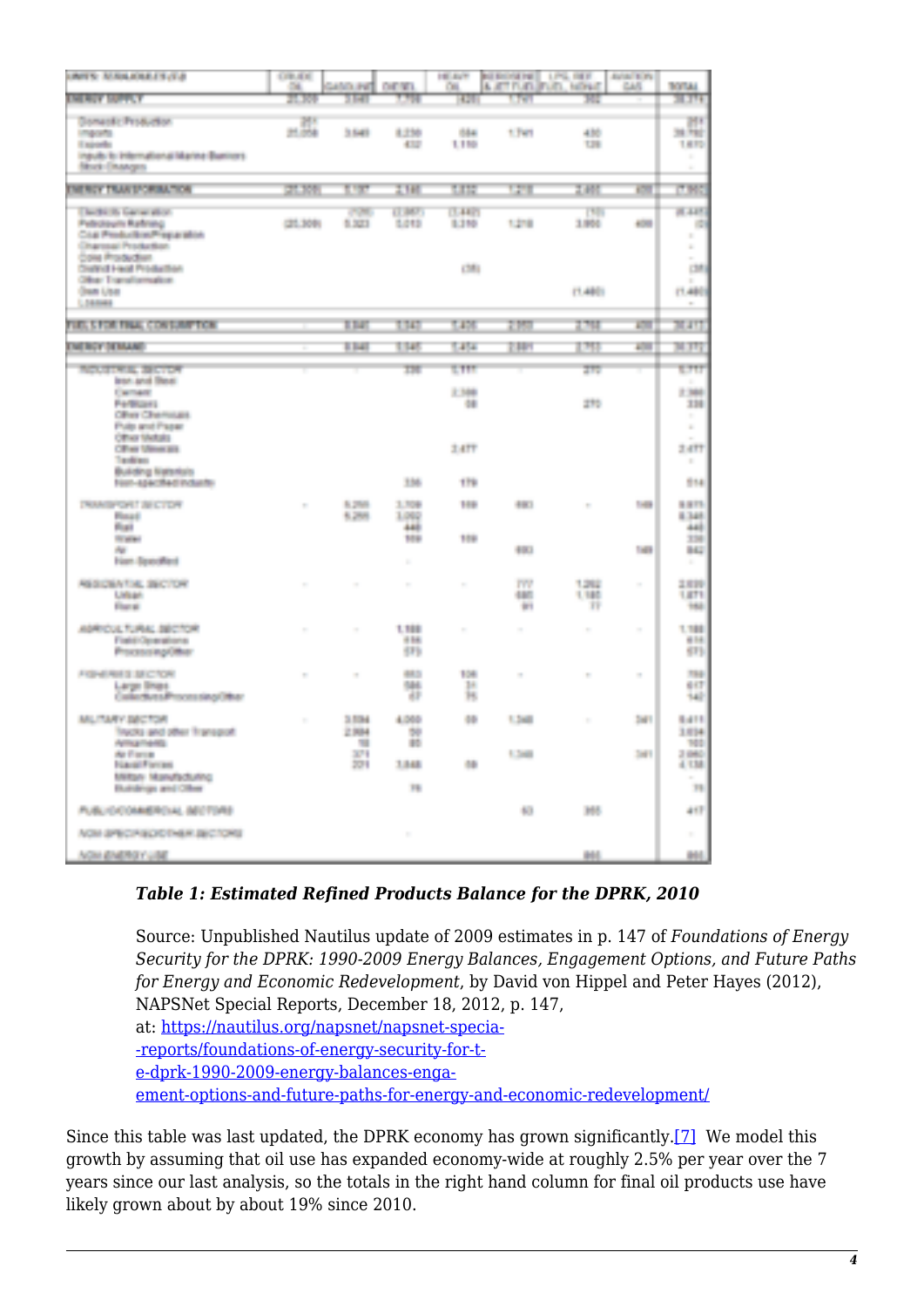| UNITS: TERAJOULES (TJ) | CRUDE OIL | GASOLINE | DIESEL | HEAVY OIL | KEROSENE & JET FUEL | LPG, REF FUEL, NONAT | AVIATION GAS | TOTAL |
|---|---|---|---|---|---|---|---|---|
| **ENERGY SUPPLY** | 25,309 | 3,540 | 7,798 | (428) | 1,741 | 302 | - | 38,774 |
| Domestic Production | 251 | | | | | | | 251 |
| Imports | 25,058 | 3,540 | 8,230 | 584 | 1,741 | 430 | | 39,582 |
| Exports | | | 432 | 1,110 | | 128 | | 1,670 |
| Inputs to International Marine Bunkers | | | | | | | | - |
| Stock Changes | | | | | | | | - |
| **ENERGY TRANSFORMATION** | (25,309) | 5,197 | 2,148 | 5,832 | 1,218 | 2,465 | 408 | (7,982) |
| Electricity Generation | | (126) | (2,987) | (3,442) | | (10) | | (6,445) |
| Petroleum Refining | (25,309) | 5,323 | 5,013 | 8,310 | 1,218 | 3,956 | 408 | (0) |
| Coal Production/Preparation | | | | | | | | - |
| Charcoal Production | | | | | | | | - |
| Coke Production | | | | | | | | - |
| District Heat Production | | | | (35) | | | | (35) |
| Other Transformation | | | | | | | | - |
| Own Use | | | | | | (1,480) | | (1,480) |
| Losses | | | | | | | | - |
| **FUELS FOR FINAL CONSUMPTION** | - | 8,847 | 13,343 | 7,405 | 2,959 | 2,768 | 408 | 36,417 |
| **ENERGY DEMAND** | - | 8,848 | 13,345 | 7,454 | 2,881 | 2,753 | 408 | 36,372 |
| **INDUSTRIAL SECTOR** | - | - | 336 | 5,111 | - | 270 | - | 5,717 |
| Iron and Steel | | | | | | | | - |
| Cement | | | | 2,388 | | | | 2,388 |
| Fertilizers | | | | 58 | | 270 | | 328 |
| Other Chemicals | | | | | | | | - |
| Pulp and Paper | | | | | | | | - |
| Other Metals | | | | | | | | - |
| Other Minerals | | | | 2,477 | | | | 2,477 |
| Textiles | | | | | | | | - |
| Building Materials | | | | | | | | - |
| Non-specified Industry | | | 336 | 179 | | | | 514 |
| **TRANSPORT SECTOR** | - | 5,290 | 3,708 | 109 | 693 | - | 149 | 9,871 |
| Road | | 5,290 | 3,052 | | | | | 8,342 |
| Rail | | | 448 | | | | | 448 |
| Water | | | 109 | 109 | | | | 218 |
| Air | | | | | 693 | | 149 | 842 |
| Non-Specified | | | - | | | | | - |
| **RESIDENTIAL SECTOR** | - | - | - | - | 777 | 1,262 | - | 2,039 |
| Urban | | | | | 686 | 1,185 | | 1,871 |
| Rural | | | | | 91 | 77 | | 168 |
| **AGRICULTURAL SECTOR** | - | - | 1,188 | - | - | - | - | 1,188 |
| Field Operations | | | 616 | | | | | 616 |
| Processing/Other | | | 573 | | | | | 573 |
| **FISHERIES SECTOR** | - | - | 653 | 106 | - | - | - | 759 |
| Large Ships | | | 586 | 31 | | | | 617 |
| Collectives/Processing/Other | | | 67 | 75 | | | | 142 |
| **MILITARY SECTOR** | - | 3,594 | 4,060 | 69 | 1,340 | - | 341 | 9,411 |
| Trucks and other Transport | | 2,904 | 59 | | | | | 3,024 |
| Armaments | | 18 | 80 | | | | | 103 |
| Air Force | | 371 | | | 1,340 | | 341 | 2,060 |
| Naval Forces | | 221 | 3,848 | 69 | | | | 4,138 |
| Military Manufacturing | | | | | | | | - |
| Buildings and Other | | | 76 | | | | | 76 |
| **PUBLIC/COMMERCIAL SECTORS** | | | | | 63 | 355 | | 417 |
| **NON-SPECIFIED/OTHER SECTORS** | | | - | | | | | - |
| **NON ENERGY USE** | | | | | | 865 | | 865 |

***Table 1: Estimated Refined Products Balance for the DPRK, 2010***

Source: Unpublished Nautilus update of 2009 estimates in p. 147 of *Foundations of Energy Security for the DPRK: 1990-2009 Energy Balances, Engagement Options, and Future Paths for Energy and Economic Redevelopment*, by David von Hippel and Peter Hayes (2012), NAPSNet Special Reports, December 18, 2012, p. 147, at: https://nautilus.org/napsnet/napsnet-special-reports/foundations-of-energy-security-for-the-dprk-1990-2009-energy-balances-engagement-options-and-future-paths-for-energy-and-economic-redevelopment/

Since this table was last updated, the DPRK economy has grown significantly.[7] We model this growth by assuming that oil use has expanded economy-wide at roughly 2.5% per year over the 7 years since our last analysis, so the totals in the right hand column for final oil products use have likely grown about by about 19% since 2010.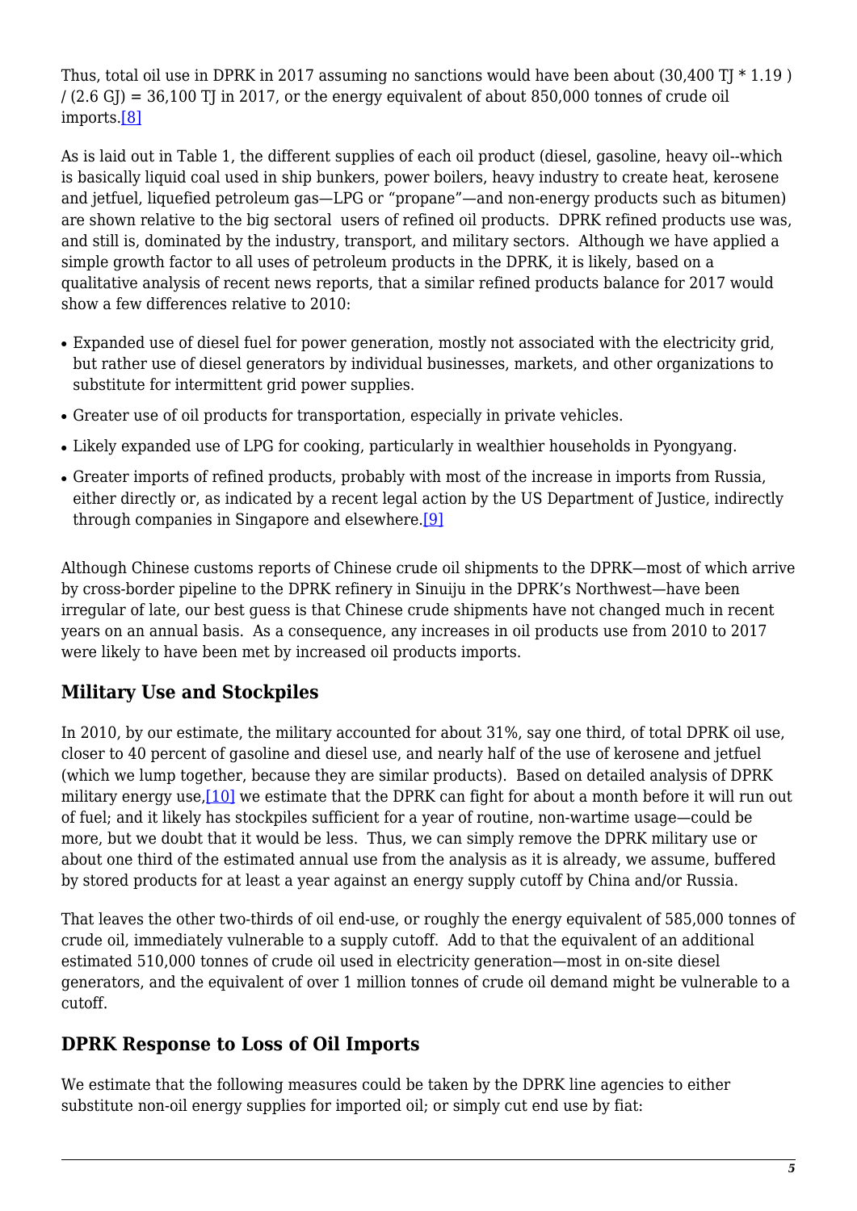Thus, total oil use in DPRK in 2017 assuming no sanctions would have been about (30,400 TJ * 1.19 ) / (2.6 GJ) = 36,100 TJ in 2017, or the energy equivalent of about 850,000 tonnes of crude oil imports.[8]

As is laid out in Table 1, the different supplies of each oil product (diesel, gasoline, heavy oil--which is basically liquid coal used in ship bunkers, power boilers, heavy industry to create heat, kerosene and jetfuel, liquefied petroleum gas—LPG or "propane"—and non-energy products such as bitumen) are shown relative to the big sectoral users of refined oil products. DPRK refined products use was, and still is, dominated by the industry, transport, and military sectors. Although we have applied a simple growth factor to all uses of petroleum products in the DPRK, it is likely, based on a qualitative analysis of recent news reports, that a similar refined products balance for 2017 would show a few differences relative to 2010:

- Expanded use of diesel fuel for power generation, mostly not associated with the electricity grid, but rather use of diesel generators by individual businesses, markets, and other organizations to substitute for intermittent grid power supplies.
- Greater use of oil products for transportation, especially in private vehicles.
- Likely expanded use of LPG for cooking, particularly in wealthier households in Pyongyang.
- Greater imports of refined products, probably with most of the increase in imports from Russia, either directly or, as indicated by a recent legal action by the US Department of Justice, indirectly through companies in Singapore and elsewhere.[9]

Although Chinese customs reports of Chinese crude oil shipments to the DPRK—most of which arrive by cross-border pipeline to the DPRK refinery in Sinuiju in the DPRK's Northwest—have been irregular of late, our best guess is that Chinese crude shipments have not changed much in recent years on an annual basis. As a consequence, any increases in oil products use from 2010 to 2017 were likely to have been met by increased oil products imports.

## Military Use and Stockpiles

In 2010, by our estimate, the military accounted for about 31%, say one third, of total DPRK oil use, closer to 40 percent of gasoline and diesel use, and nearly half of the use of kerosene and jetfuel (which we lump together, because they are similar products). Based on detailed analysis of DPRK military energy use,[10] we estimate that the DPRK can fight for about a month before it will run out of fuel; and it likely has stockpiles sufficient for a year of routine, non-wartime usage—could be more, but we doubt that it would be less. Thus, we can simply remove the DPRK military use or about one third of the estimated annual use from the analysis as it is already, we assume, buffered by stored products for at least a year against an energy supply cutoff by China and/or Russia.

That leaves the other two-thirds of oil end-use, or roughly the energy equivalent of 585,000 tonnes of crude oil, immediately vulnerable to a supply cutoff. Add to that the equivalent of an additional estimated 510,000 tonnes of crude oil used in electricity generation—most in on-site diesel generators, and the equivalent of over 1 million tonnes of crude oil demand might be vulnerable to a cutoff.

## DPRK Response to Loss of Oil Imports

We estimate that the following measures could be taken by the DPRK line agencies to either substitute non-oil energy supplies for imported oil; or simply cut end use by fiat: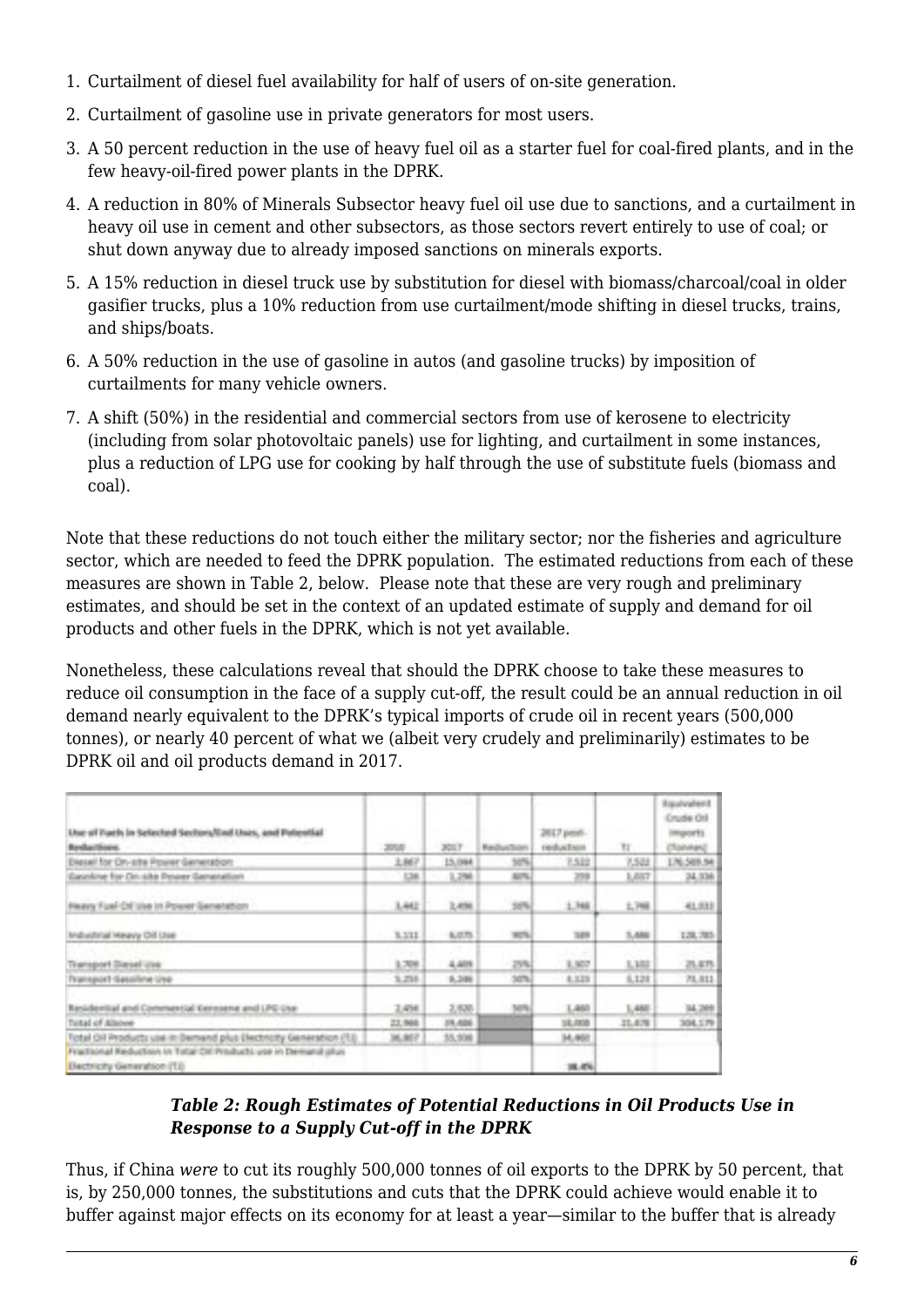1. Curtailment of diesel fuel availability for half of users of on-site generation.
2. Curtailment of gasoline use in private generators for most users.
3. A 50 percent reduction in the use of heavy fuel oil as a starter fuel for coal-fired plants, and in the few heavy-oil-fired power plants in the DPRK.
4. A reduction in 80% of Minerals Subsector heavy fuel oil use due to sanctions, and a curtailment in heavy oil use in cement and other subsectors, as those sectors revert entirely to use of coal; or shut down anyway due to already imposed sanctions on minerals exports.
5. A 15% reduction in diesel truck use by substitution for diesel with biomass/charcoal/coal in older gasifier trucks, plus a 10% reduction from use curtailment/mode shifting in diesel trucks, trains, and ships/boats.
6. A 50% reduction in the use of gasoline in autos (and gasoline trucks) by imposition of curtailments for many vehicle owners.
7. A shift (50%) in the residential and commercial sectors from use of kerosene to electricity (including from solar photovoltaic panels) use for lighting, and curtailment in some instances, plus a reduction of LPG use for cooking by half through the use of substitute fuels (biomass and coal).

Note that these reductions do not touch either the military sector; nor the fisheries and agriculture sector, which are needed to feed the DPRK population. The estimated reductions from each of these measures are shown in Table 2, below. Please note that these are very rough and preliminary estimates, and should be set in the context of an updated estimate of supply and demand for oil products and other fuels in the DPRK, which is not yet available.

Nonetheless, these calculations reveal that should the DPRK choose to take these measures to reduce oil consumption in the face of a supply cut-off, the result could be an annual reduction in oil demand nearly equivalent to the DPRK's typical imports of crude oil in recent years (500,000 tonnes), or nearly 40 percent of what we (albeit very crudely and preliminarily) estimates to be DPRK oil and oil products demand in 2017.

| Use of Fuels in Selected Sectors/End Uses, and Potential Reductions | 2010 | 2017 | Reduction | 2017 post-reduction | TJ | Equivalent Crude Oil Imports (Tonnes) |
|---|---|---|---|---|---|---|
| Diesel for On-site Power Generation | 2,867 | 15,044 | 50% | 7,522 | 7,522 | 176,569.54 |
| Gasoline for On-site Power Generation | 126 | 1,296 | 80% | 259 | 1,037 | 24,336 |
| Heavy Fuel Oil Use in Power Generation | 1,442 | 3,496 | 50% | 1,748 | 1,748 | 41,033 |
| Industrial Heavy Oil Use | 5,111 | 6,075 | 90% | 589 | 5,486 | 128,785 |
| Transport Diesel Use | 3,709 | 4,409 | 25% | 3,307 | 1,102 | 25,875 |
| Transport Gasoline Use | 5,259 | 8,246 | 50% | 4,123 | 4,123 | 71,811 |
| Residential and Commercial Kerosene and LPG Use | 2,456 | 2,920 | 50% | 1,460 | 1,460 | 34,269 |
| Total of Above | 22,966 | 39,486 | | 18,008 | 21,478 | 504,179 |
| Total Oil Products use in Demand plus Electricity Generation (TJ) | 36,807 | 55,938 | | 34,460 | | |
| Fractional Reduction in Total Oil Products use in Demand plus Electricity Generation (TJ) | | | | 38.4% | | |

***Table 2: Rough Estimates of Potential Reductions in Oil Products Use in Response to a Supply Cut-off in the DPRK***

Thus, if China *were* to cut its roughly 500,000 tonnes of oil exports to the DPRK by 50 percent, that is, by 250,000 tonnes, the substitutions and cuts that the DPRK could achieve would enable it to buffer against major effects on its economy for at least a year—similar to the buffer that is already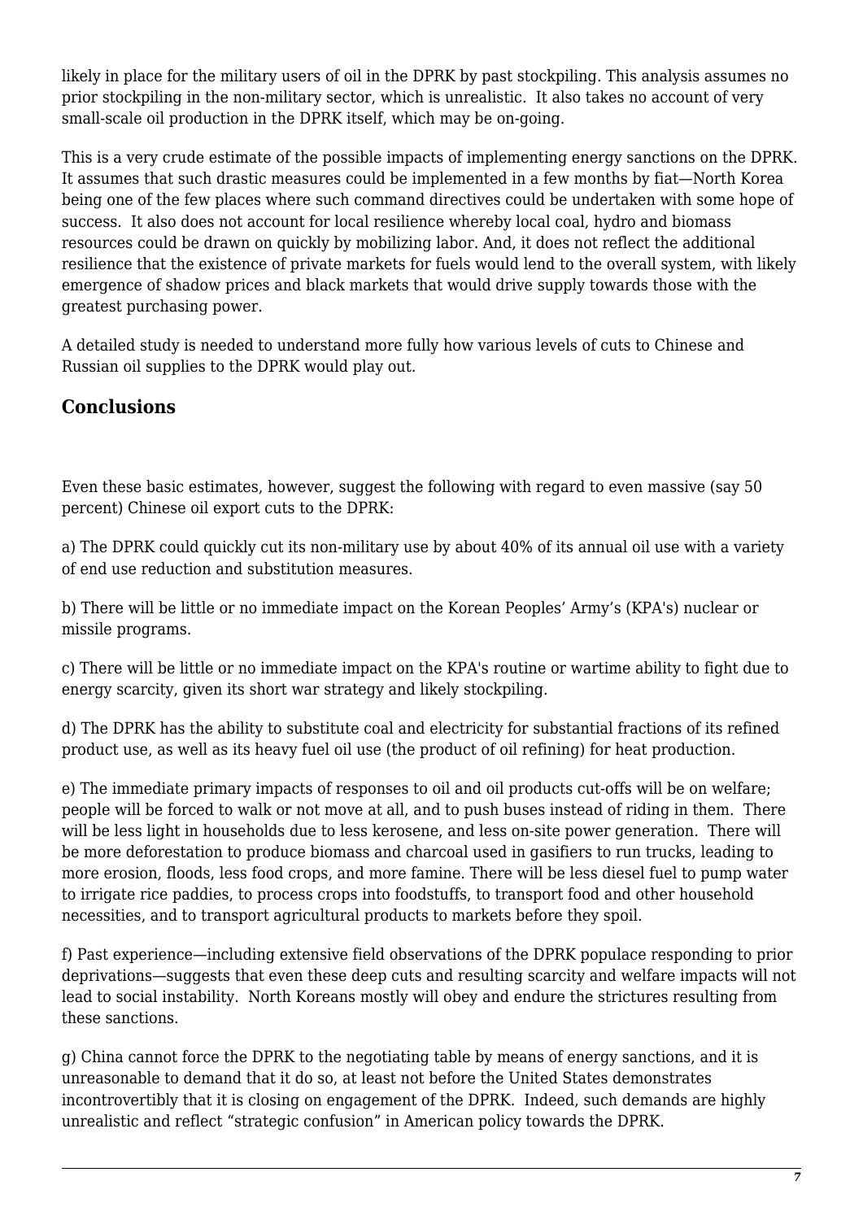likely in place for the military users of oil in the DPRK by past stockpiling. This analysis assumes no prior stockpiling in the non-military sector, which is unrealistic. It also takes no account of very small-scale oil production in the DPRK itself, which may be on-going.

This is a very crude estimate of the possible impacts of implementing energy sanctions on the DPRK. It assumes that such drastic measures could be implemented in a few months by fiat—North Korea being one of the few places where such command directives could be undertaken with some hope of success. It also does not account for local resilience whereby local coal, hydro and biomass resources could be drawn on quickly by mobilizing labor. And, it does not reflect the additional resilience that the existence of private markets for fuels would lend to the overall system, with likely emergence of shadow prices and black markets that would drive supply towards those with the greatest purchasing power.

A detailed study is needed to understand more fully how various levels of cuts to Chinese and Russian oil supplies to the DPRK would play out.

## Conclusions

Even these basic estimates, however, suggest the following with regard to even massive (say 50 percent) Chinese oil export cuts to the DPRK:

a) The DPRK could quickly cut its non-military use by about 40% of its annual oil use with a variety of end use reduction and substitution measures.

b) There will be little or no immediate impact on the Korean Peoples' Army's (KPA's) nuclear or missile programs.

c) There will be little or no immediate impact on the KPA's routine or wartime ability to fight due to energy scarcity, given its short war strategy and likely stockpiling.

d) The DPRK has the ability to substitute coal and electricity for substantial fractions of its refined product use, as well as its heavy fuel oil use (the product of oil refining) for heat production.

e) The immediate primary impacts of responses to oil and oil products cut-offs will be on welfare; people will be forced to walk or not move at all, and to push buses instead of riding in them. There will be less light in households due to less kerosene, and less on-site power generation. There will be more deforestation to produce biomass and charcoal used in gasifiers to run trucks, leading to more erosion, floods, less food crops, and more famine. There will be less diesel fuel to pump water to irrigate rice paddies, to process crops into foodstuffs, to transport food and other household necessities, and to transport agricultural products to markets before they spoil.

f) Past experience—including extensive field observations of the DPRK populace responding to prior deprivations—suggests that even these deep cuts and resulting scarcity and welfare impacts will not lead to social instability. North Koreans mostly will obey and endure the strictures resulting from these sanctions.

g) China cannot force the DPRK to the negotiating table by means of energy sanctions, and it is unreasonable to demand that it do so, at least not before the United States demonstrates incontrovertibly that it is closing on engagement of the DPRK. Indeed, such demands are highly unrealistic and reflect "strategic confusion" in American policy towards the DPRK.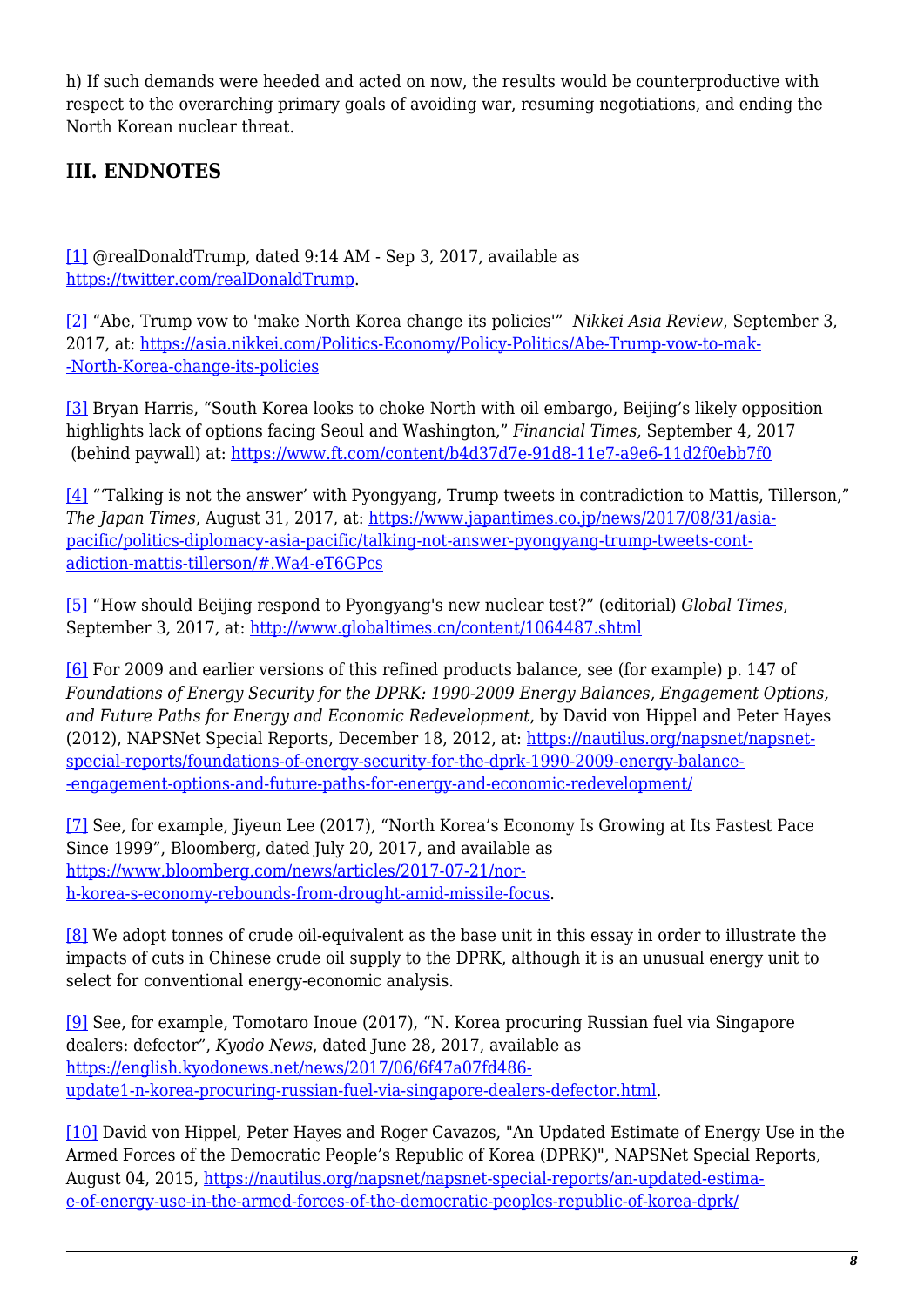h) If such demands were heeded and acted on now, the results would be counterproductive with respect to the overarching primary goals of avoiding war, resuming negotiations, and ending the North Korean nuclear threat.

## III. ENDNOTES

[1] @realDonaldTrump, dated 9:14 AM - Sep 3, 2017, available as https://twitter.com/realDonaldTrump.

[2] “Abe, Trump vow to 'make North Korea change its policies'” *Nikkei Asia Review*, September 3, 2017, at: https://asia.nikkei.com/Politics-Economy/Policy-Politics/Abe-Trump-vow-to-mak--North-Korea-change-its-policies

[3] Bryan Harris, “South Korea looks to choke North with oil embargo, Beijing’s likely opposition highlights lack of options facing Seoul and Washington,” *Financial Times*, September 4, 2017 (behind paywall) at: https://www.ft.com/content/b4d37d7e-91d8-11e7-a9e6-11d2f0ebb7f0

[4] “‘Talking is not the answer’ with Pyongyang, Trump tweets in contradiction to Mattis, Tillerson,” *The Japan Times*, August 31, 2017, at: https://www.japantimes.co.jp/news/2017/08/31/asia-pacific/politics-diplomacy-asia-pacific/talking-not-answer-pyongyang-trump-tweets-cont-adiction-mattis-tillerson/#.Wa4-eT6GPcs

[5] “How should Beijing respond to Pyongyang's new nuclear test?” (editorial) *Global Times*, September 3, 2017, at: http://www.globaltimes.cn/content/1064487.shtml

[6] For 2009 and earlier versions of this refined products balance, see (for example) p. 147 of *Foundations of Energy Security for the DPRK: 1990-2009 Energy Balances, Engagement Options, and Future Paths for Energy and Economic Redevelopment*, by David von Hippel and Peter Hayes (2012), NAPSNet Special Reports, December 18, 2012, at: https://nautilus.org/napsnet/napsnet-special-reports/foundations-of-energy-security-for-the-dprk-1990-2009-energy-balance--engagement-options-and-future-paths-for-energy-and-economic-redevelopment/

[7] See, for example, Jiyeun Lee (2017), “North Korea’s Economy Is Growing at Its Fastest Pace Since 1999”, Bloomberg, dated July 20, 2017, and available as https://www.bloomberg.com/news/articles/2017-07-21/nor-h-korea-s-economy-rebounds-from-drought-amid-missile-focus.

[8] We adopt tonnes of crude oil-equivalent as the base unit in this essay in order to illustrate the impacts of cuts in Chinese crude oil supply to the DPRK, although it is an unusual energy unit to select for conventional energy-economic analysis.

[9] See, for example, Tomotaro Inoue (2017), “N. Korea procuring Russian fuel via Singapore dealers: defector”, *Kyodo News*, dated June 28, 2017, available as https://english.kyodonews.net/news/2017/06/6f47a07fd486-update1-n-korea-procuring-russian-fuel-via-singapore-dealers-defector.html.

[10] David von Hippel, Peter Hayes and Roger Cavazos, "An Updated Estimate of Energy Use in the Armed Forces of the Democratic People’s Republic of Korea (DPRK)", NAPSNet Special Reports, August 04, 2015, https://nautilus.org/napsnet/napsnet-special-reports/an-updated-estima-e-of-energy-use-in-the-armed-forces-of-the-democratic-peoples-republic-of-korea-dprk/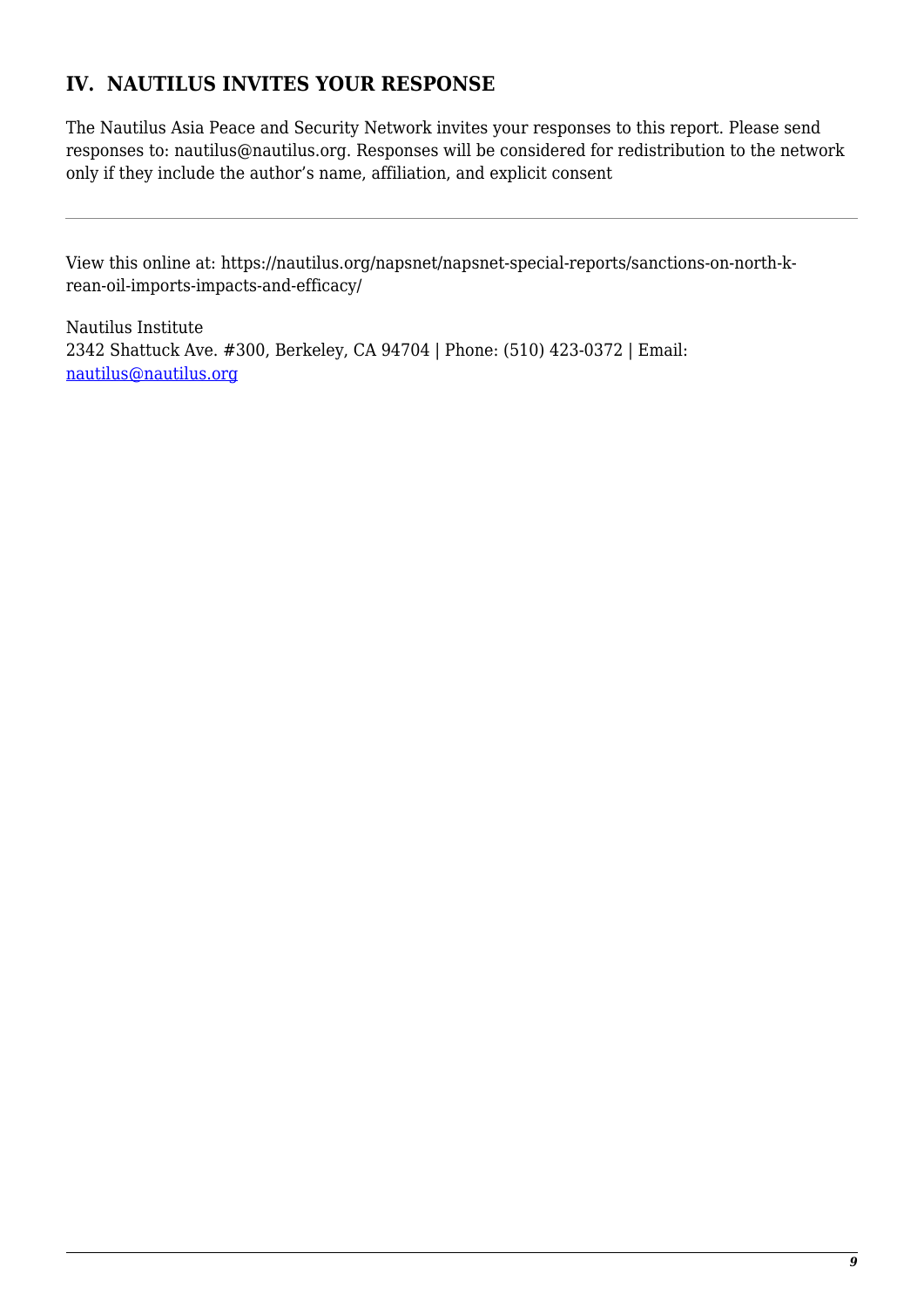## IV. NAUTILUS INVITES YOUR RESPONSE

The Nautilus Asia Peace and Security Network invites your responses to this report. Please send responses to: nautilus@nautilus.org. Responses will be considered for redistribution to the network only if they include the author's name, affiliation, and explicit consent

---

View this online at: https://nautilus.org/napsnet/napsnet-special-reports/sanctions-on-north-korean-oil-imports-impacts-and-efficacy/

Nautilus Institute
2342 Shattuck Ave. #300, Berkeley, CA 94704 | Phone: (510) 423-0372 | Email: nautilus@nautilus.org